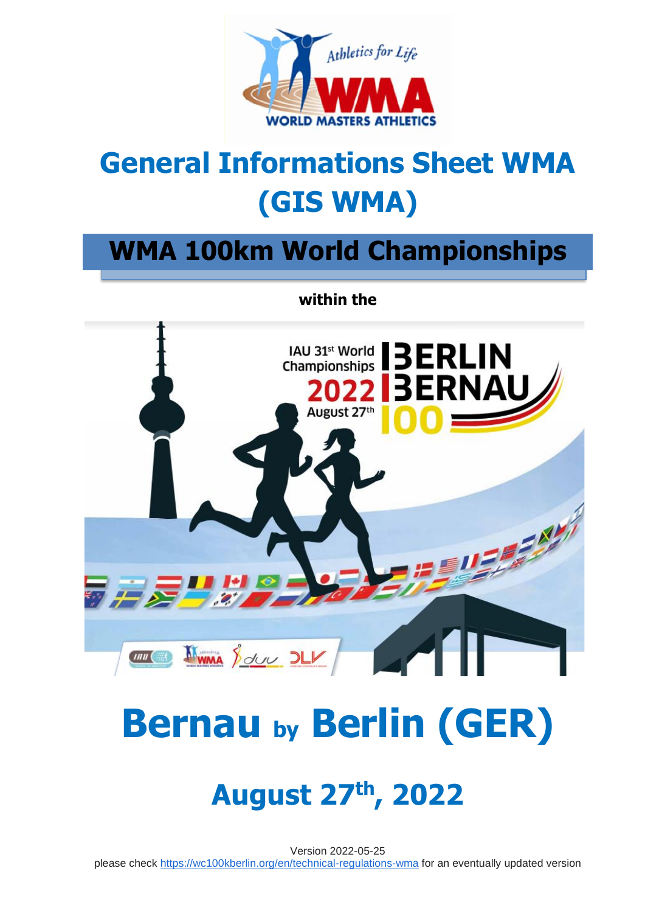# General Informations Sheet WMA (GIS WMA)

## WMA 100km World Championships

**within the**

# Bernau by Berlin (GER)

## August 27th, 2022

Version 2022-05-25

please check https://wc100kberlin.org/en/technical-regulations-wma for an eventually updated version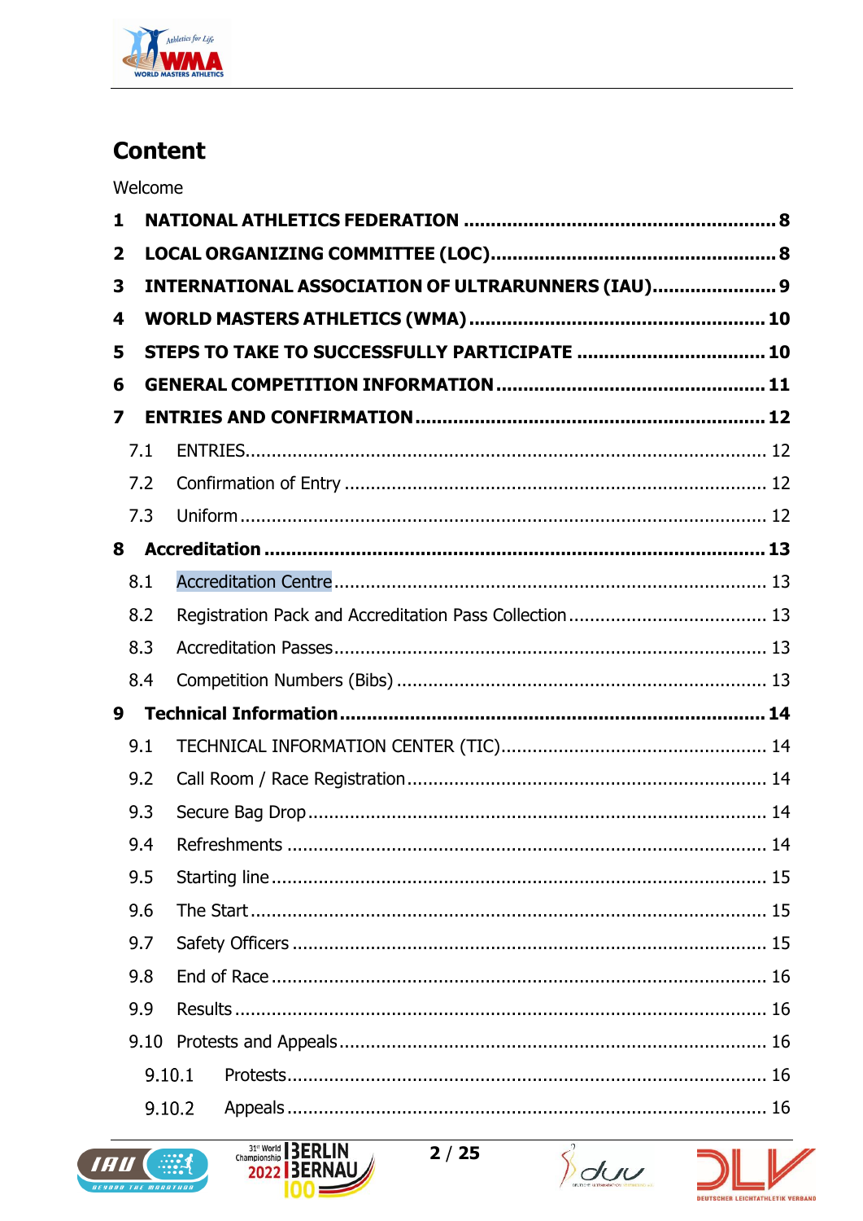# Content

Welcome

**1 NATIONAL ATHLETICS FEDERATION .......... 8**

**2 LOCAL ORGANIZING COMMITTEE (LOC) .......... 8**

**3 INTERNATIONAL ASSOCIATION OF ULTRARUNNERS (IAU) .......... 9**

**4 WORLD MASTERS ATHLETICS (WMA) .......... 10**

**5 STEPS TO TAKE TO SUCCESSFULLY PARTICIPATE .......... 10**

**6 GENERAL COMPETITION INFORMATION .......... 11**

**7 ENTRIES AND CONFIRMATION .......... 12**

- 7.1 ENTRIES .......... 12
- 7.2 Confirmation of Entry .......... 12
- 7.3 Uniform .......... 12

**8 Accreditation .......... 13**

- 8.1 Accreditation Centre .......... 13
- 8.2 Registration Pack and Accreditation Pass Collection .......... 13
- 8.3 Accreditation Passes .......... 13
- 8.4 Competition Numbers (Bibs) .......... 13

**9 Technical Information .......... 14**

- 9.1 TECHNICAL INFORMATION CENTER (TIC) .......... 14
- 9.2 Call Room / Race Registration .......... 14
- 9.3 Secure Bag Drop .......... 14
- 9.4 Refreshments .......... 14
- 9.5 Starting line .......... 15
- 9.6 The Start .......... 15
- 9.7 Safety Officers .......... 15
- 9.8 End of Race .......... 16
- 9.9 Results .......... 16
- 9.10 Protests and Appeals .......... 16
  - 9.10.1 Protests .......... 16
  - 9.10.2 Appeals .......... 16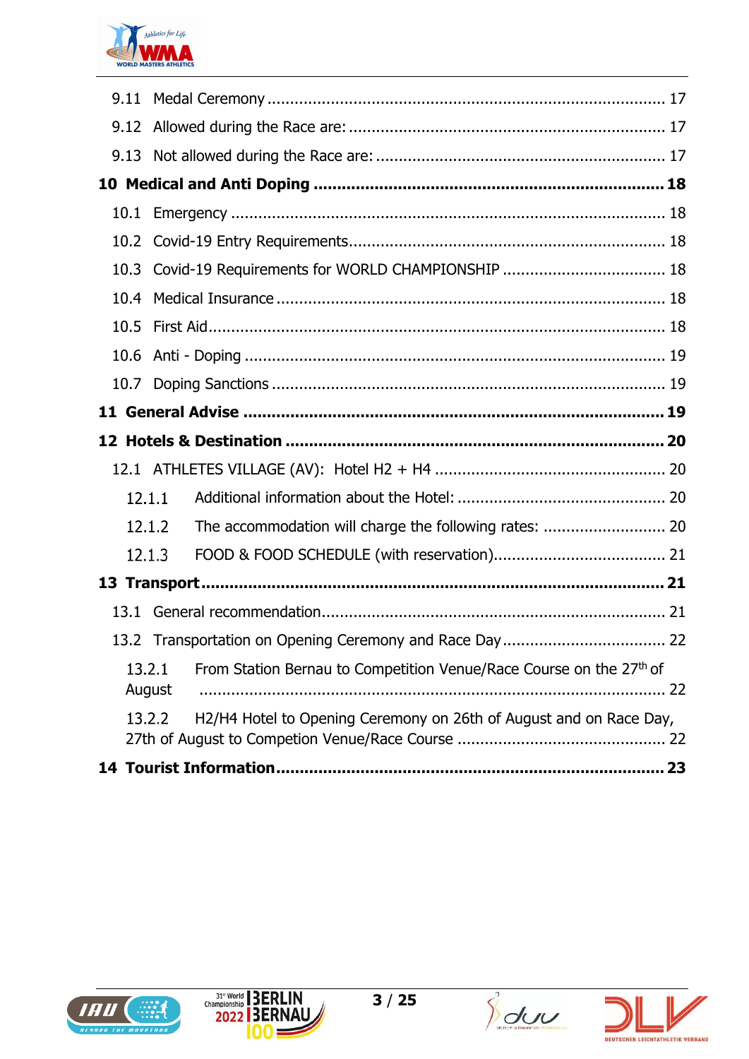9.11 Medal Ceremony ........................................................................................ 17

9.12 Allowed during the Race are: ..................................................................... 17

9.13 Not allowed during the Race are: ............................................................... 17

**10 Medical and Anti Doping ......................................................................... 18**

10.1 Emergency .............................................................................................. 18

10.2 Covid-19 Entry Requirements..................................................................... 18

10.3 Covid-19 Requirements for WORLD CHAMPIONSHIP .................................... 18

10.4 Medical Insurance .................................................................................... 18

10.5 First Aid................................................................................................... 18

10.6 Anti - Doping ........................................................................................... 19

10.7 Doping Sanctions ..................................................................................... 19

**11 General Advise ........................................................................................ 19**

**12 Hotels & Destination ............................................................................... 20**

12.1 ATHLETES VILLAGE (AV): Hotel H2 + H4 .................................................. 20

12.1.1 Additional information about the Hotel: ............................................. 20

12.1.2 The accommodation will charge the following rates: ........................... 20

12.1.3 FOOD & FOOD SCHEDULE (with reservation)...................................... 21

**13 Transport................................................................................................. 21**

13.1 General recommendation........................................................................... 21

13.2 Transportation on Opening Ceremony and Race Day.................................... 22

13.2.1 From Station Bernau to Competition Venue/Race Course on the 27th of August ...................................................................................................... 22

13.2.2 H2/H4 Hotel to Opening Ceremony on 26th of August and on Race Day, 27th of August to Competion Venue/Race Course .............................................. 22

**14 Tourist Information................................................................................. 23**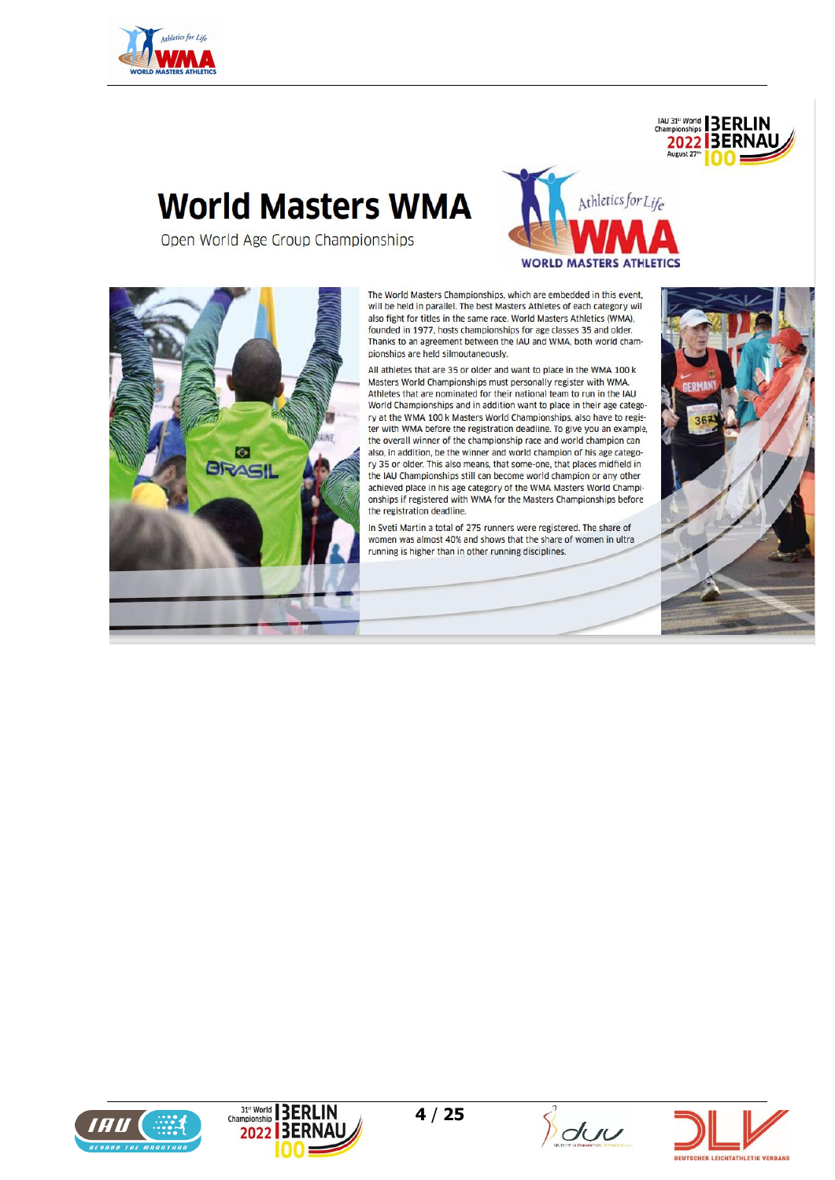# World Masters WMA

Open World Age Group Championships

The World Masters Championships, which are embedded in this event, will be held in parallel. The best Masters Athletes of each category will also fight for titles in the same race. World Masters Athletics (WMA), founded in 1977, hosts championships for age classes 35 and older. Thanks to an agreement between the IAU and WMA, both world championships are held silmoutaneously.

All athletes that are 35 or older and want to place in the WMA 100 k Masters World Championships must personally register with WMA. Athletes that are nominated for their national team to run in the IAU World Championships and in addition want to place in their age category at the WMA 100 k Masters World Championships, also have to register with WMA before the registration deadline. To give you an example, the overall winner of the championship race and world champion can also, in addition, be the winner and world champion of his age category 35 or older. This also means, that some-one, that places midfield in the IAU Championships still can become world champion or any other achieved place in his age category of the WMA Masters World Championships if registered with WMA for the Masters Championships before the registration deadline.

In Sveti Martin a total of 275 runners were registered. The share of women was almost 40% and shows that the share of women in ultra running is higher than in other running disciplines.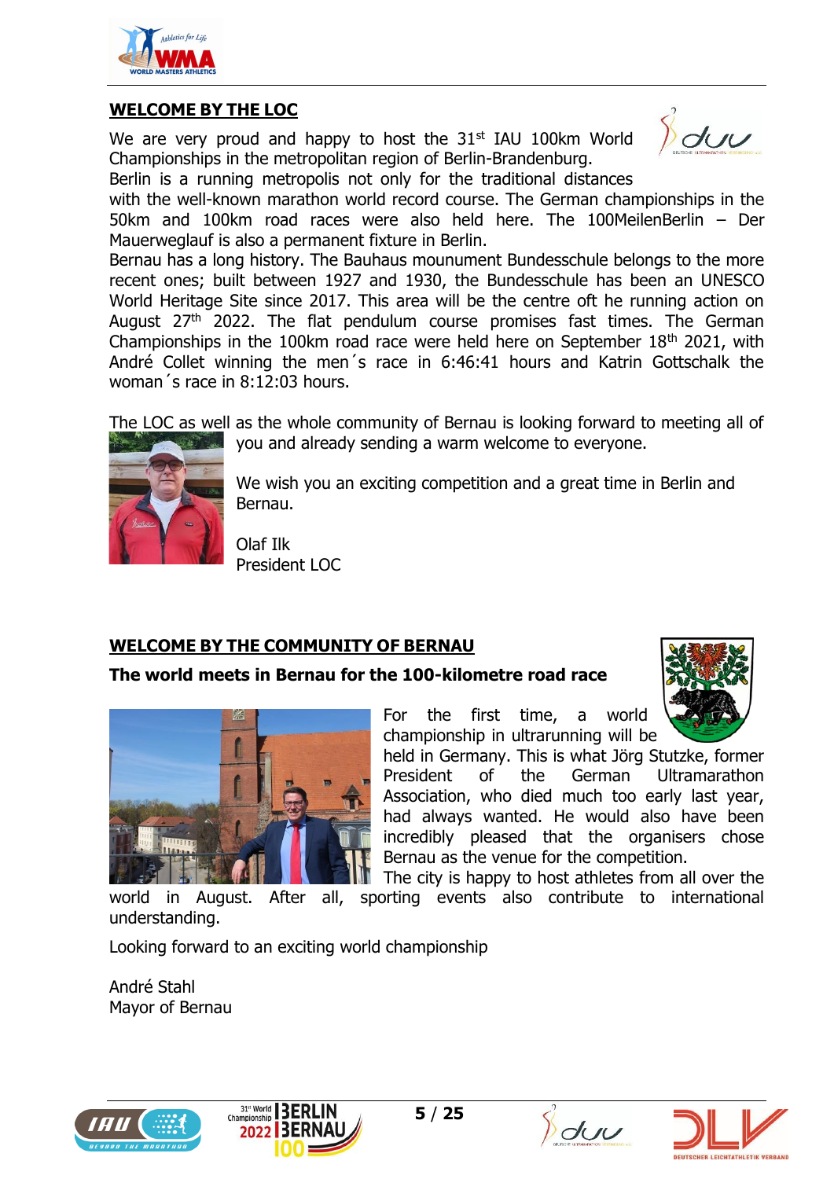## WELCOME BY THE LOC

We are very proud and happy to host the 31st IAU 100km World Championships in the metropolitan region of Berlin-Brandenburg.
Berlin is a running metropolis not only for the traditional distances with the well-known marathon world record course. The German championships in the 50km and 100km road races were also held here. The 100MeilenBerlin – Der Mauerweglauf is also a permanent fixture in Berlin.
Bernau has a long history. The Bauhaus mounument Bundesschule belongs to the more recent ones; built between 1927 and 1930, the Bundesschule has been an UNESCO World Heritage Site since 2017. This area will be the centre oft he running action on August 27th 2022. The flat pendulum course promises fast times. The German Championships in the 100km road race were held here on September 18th 2021, with André Collet winning the men´s race in 6:46:41 hours and Katrin Gottschalk the woman´s race in 8:12:03 hours.

The LOC as well as the whole community of Bernau is looking forward to meeting all of you and already sending a warm welcome to everyone.

We wish you an exciting competition and a great time in Berlin and Bernau.

Olaf Ilk
President LOC

## WELCOME BY THE COMMUNITY OF BERNAU

**The world meets in Bernau for the 100-kilometre road race**

For the first time, a world championship in ultrarunning will be held in Germany. This is what Jörg Stutzke, former President of the German Ultramarathon Association, who died much too early last year, had always wanted. He would also have been incredibly pleased that the organisers chose Bernau as the venue for the competition.
The city is happy to host athletes from all over the world in August. After all, sporting events also contribute to international understanding.

Looking forward to an exciting world championship

André Stahl
Mayor of Bernau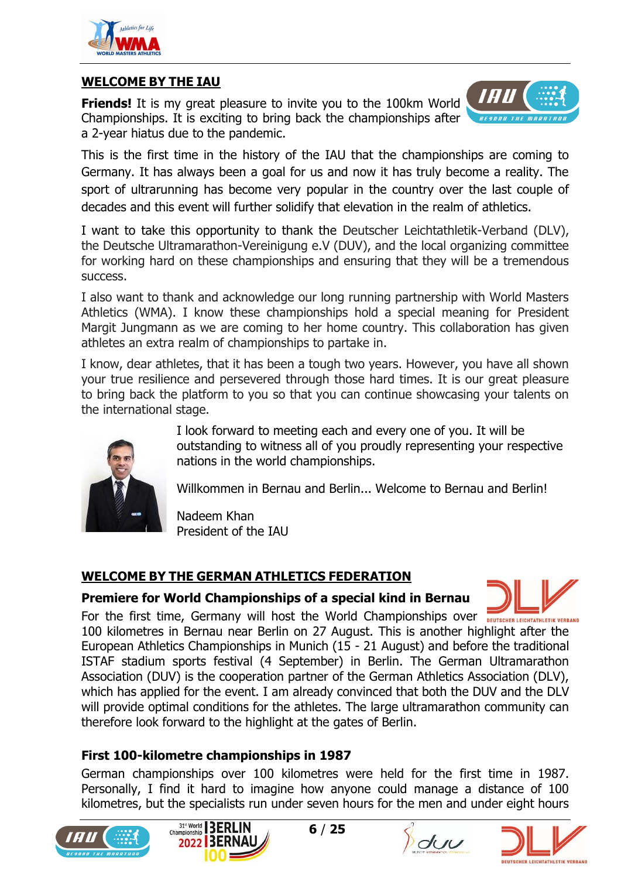## WELCOME BY THE IAU

**Friends!** It is my great pleasure to invite you to the 100km World Championships. It is exciting to bring back the championships after a 2-year hiatus due to the pandemic.

This is the first time in the history of the IAU that the championships are coming to Germany. It has always been a goal for us and now it has truly become a reality. The sport of ultrarunning has become very popular in the country over the last couple of decades and this event will further solidify that elevation in the realm of athletics.

I want to take this opportunity to thank the Deutscher Leichtathletik-Verband (DLV), the Deutsche Ultramarathon-Vereinigung e.V (DUV), and the local organizing committee for working hard on these championships and ensuring that they will be a tremendous success.

I also want to thank and acknowledge our long running partnership with World Masters Athletics (WMA). I know these championships hold a special meaning for President Margit Jungmann as we are coming to her home country. This collaboration has given athletes an extra realm of championships to partake in.

I know, dear athletes, that it has been a tough two years. However, you have all shown your true resilience and persevered through those hard times. It is our great pleasure to bring back the platform to you so that you can continue showcasing your talents on the international stage.

I look forward to meeting each and every one of you. It will be outstanding to witness all of you proudly representing your respective nations in the world championships.

Willkommen in Bernau and Berlin... Welcome to Bernau and Berlin!

Nadeem Khan
President of the IAU

## WELCOME BY THE GERMAN ATHLETICS FEDERATION

### Premiere for World Championships of a special kind in Bernau

For the first time, Germany will host the World Championships over 100 kilometres in Bernau near Berlin on 27 August. This is another highlight after the European Athletics Championships in Munich (15 - 21 August) and before the traditional ISTAF stadium sports festival (4 September) in Berlin. The German Ultramarathon Association (DUV) is the cooperation partner of the German Athletics Association (DLV), which has applied for the event. I am already convinced that both the DUV and the DLV will provide optimal conditions for the athletes. The large ultramarathon community can therefore look forward to the highlight at the gates of Berlin.

### First 100-kilometre championships in 1987

German championships over 100 kilometres were held for the first time in 1987. Personally, I find it hard to imagine how anyone could manage a distance of 100 kilometres, but the specialists run under seven hours for the men and under eight hours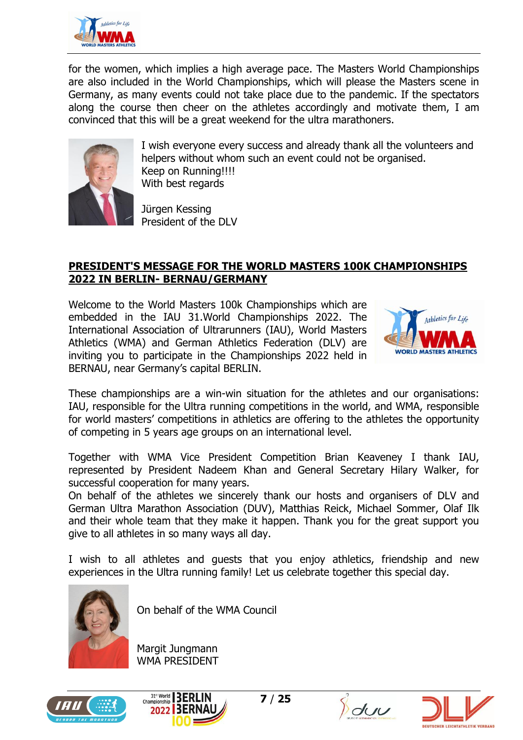for the women, which implies a high average pace. The Masters World Championships are also included in the World Championships, which will please the Masters scene in Germany, as many events could not take place due to the pandemic. If the spectators along the course then cheer on the athletes accordingly and motivate them, I am convinced that this will be a great weekend for the ultra marathoners.

I wish everyone every success and already thank all the volunteers and helpers without whom such an event could not be organised.
Keep on Running!!!!
With best regards

Jürgen Kessing
President of the DLV

## PRESIDENT'S MESSAGE FOR THE WORLD MASTERS 100K CHAMPIONSHIPS 2022 IN BERLIN- BERNAU/GERMANY

Welcome to the World Masters 100k Championships which are embedded in the IAU 31.World Championships 2022. The International Association of Ultrarunners (IAU), World Masters Athletics (WMA) and German Athletics Federation (DLV) are inviting you to participate in the Championships 2022 held in BERNAU, near Germany's capital BERLIN.

These championships are a win-win situation for the athletes and our organisations: IAU, responsible for the Ultra running competitions in the world, and WMA, responsible for world masters' competitions in athletics are offering to the athletes the opportunity of competing in 5 years age groups on an international level.

Together with WMA Vice President Competition Brian Keaveney I thank IAU, represented by President Nadeem Khan and General Secretary Hilary Walker, for successful cooperation for many years.
On behalf of the athletes we sincerely thank our hosts and organisers of DLV and German Ultra Marathon Association (DUV), Matthias Reick, Michael Sommer, Olaf Ilk and their whole team that they make it happen. Thank you for the great support you give to all athletes in so many ways all day.

I wish to all athletes and guests that you enjoy athletics, friendship and new experiences in the Ultra running family! Let us celebrate together this special day.

On behalf of the WMA Council

Margit Jungmann
WMA PRESIDENT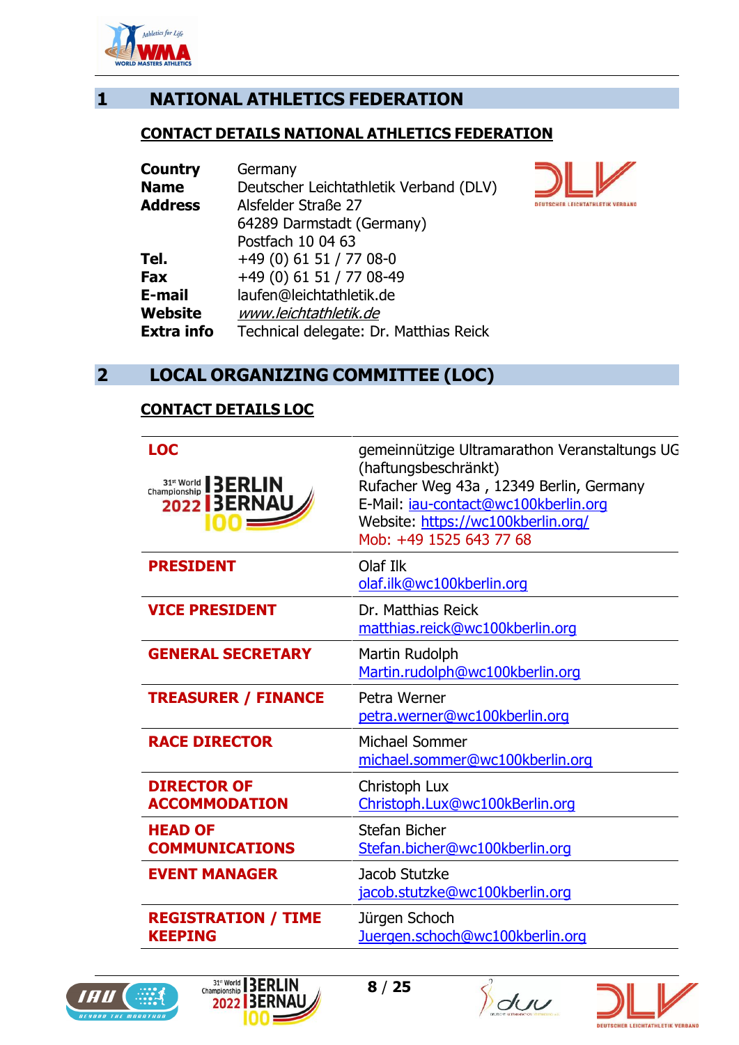## 1 NATIONAL ATHLETICS FEDERATION

### CONTACT DETAILS NATIONAL ATHLETICS FEDERATION

| | |
|---|---|
| **Country** | Germany |
| **Name** | Deutscher Leichtathletik Verband (DLV) |
| **Address** | Alsfelder Straße 27<br>64289 Darmstadt (Germany)<br>Postfach 10 04 63 |
| **Tel.** | +49 (0) 61 51 / 77 08-0 |
| **Fax** | +49 (0) 61 51 / 77 08-49 |
| **E-mail** | laufen@leichtathletik.de |
| **Website** | *www.leichtathletik.de* |
| **Extra info** | Technical delegate: Dr. Matthias Reick |

## 2 LOCAL ORGANIZING COMMITTEE (LOC)

### CONTACT DETAILS LOC

| | |
|---|---|
| **LOC** | gemeinnützige Ultramarathon Veranstaltungs UG (haftungsbeschränkt)<br>Rufacher Weg 43a , 12349 Berlin, Germany<br>E-Mail: iau-contact@wc100kberlin.org<br>Website: https://wc100kberlin.org/<br>Mob: +49 1525 643 77 68 |
| **PRESIDENT** | Olaf Ilk<br>olaf.ilk@wc100kberlin.org |
| **VICE PRESIDENT** | Dr. Matthias Reick<br>matthias.reick@wc100kberlin.org |
| **GENERAL SECRETARY** | Martin Rudolph<br>Martin.rudolph@wc100kberlin.org |
| **TREASURER / FINANCE** | Petra Werner<br>petra.werner@wc100kberlin.org |
| **RACE DIRECTOR** | Michael Sommer<br>michael.sommer@wc100kberlin.org |
| **DIRECTOR OF ACCOMMODATION** | Christoph Lux<br>Christoph.Lux@wc100kBerlin.org |
| **HEAD OF COMMUNICATIONS** | Stefan Bicher<br>Stefan.bicher@wc100kberlin.org |
| **EVENT MANAGER** | Jacob Stutzke<br>jacob.stutzke@wc100kberlin.org |
| **REGISTRATION / TIME KEEPING** | Jürgen Schoch<br>Juergen.schoch@wc100kberlin.org |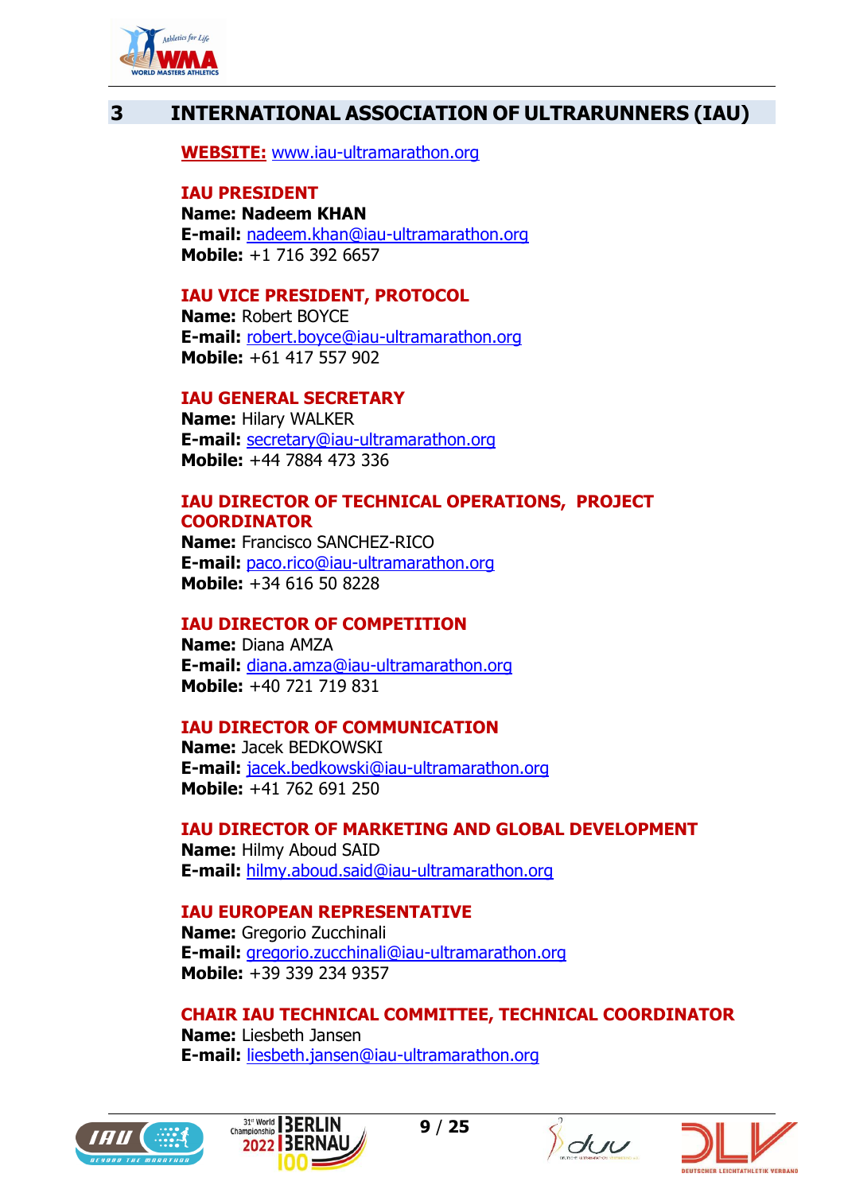# 3 INTERNATIONAL ASSOCIATION OF ULTRARUNNERS (IAU)

**WEBSITE:** www.iau-ultramarathon.org

**IAU PRESIDENT**
**Name: Nadeem KHAN**
**E-mail:** nadeem.khan@iau-ultramarathon.org
**Mobile:** +1 716 392 6657

**IAU VICE PRESIDENT, PROTOCOL**
**Name:** Robert BOYCE
**E-mail:** robert.boyce@iau-ultramarathon.org
**Mobile:** +61 417 557 902

**IAU GENERAL SECRETARY**
**Name:** Hilary WALKER
**E-mail:** secretary@iau-ultramarathon.org
**Mobile:** +44 7884 473 336

**IAU DIRECTOR OF TECHNICAL OPERATIONS, PROJECT COORDINATOR**
**Name:** Francisco SANCHEZ-RICO
**E-mail:** paco.rico@iau-ultramarathon.org
**Mobile:** +34 616 50 8228

**IAU DIRECTOR OF COMPETITION**
**Name:** Diana AMZA
**E-mail:** diana.amza@iau-ultramarathon.org
**Mobile:** +40 721 719 831

**IAU DIRECTOR OF COMMUNICATION**
**Name:** Jacek BEDKOWSKI
**E-mail:** jacek.bedkowski@iau-ultramarathon.org
**Mobile:** +41 762 691 250

**IAU DIRECTOR OF MARKETING AND GLOBAL DEVELOPMENT**
**Name:** Hilmy Aboud SAID
**E-mail:** hilmy.aboud.said@iau-ultramarathon.org

**IAU EUROPEAN REPRESENTATIVE**
**Name:** Gregorio Zucchinali
**E-mail:** gregorio.zucchinali@iau-ultramarathon.org
**Mobile:** +39 339 234 9357

**CHAIR IAU TECHNICAL COMMITTEE, TECHNICAL COORDINATOR**
**Name:** Liesbeth Jansen
**E-mail:** liesbeth.jansen@iau-ultramarathon.org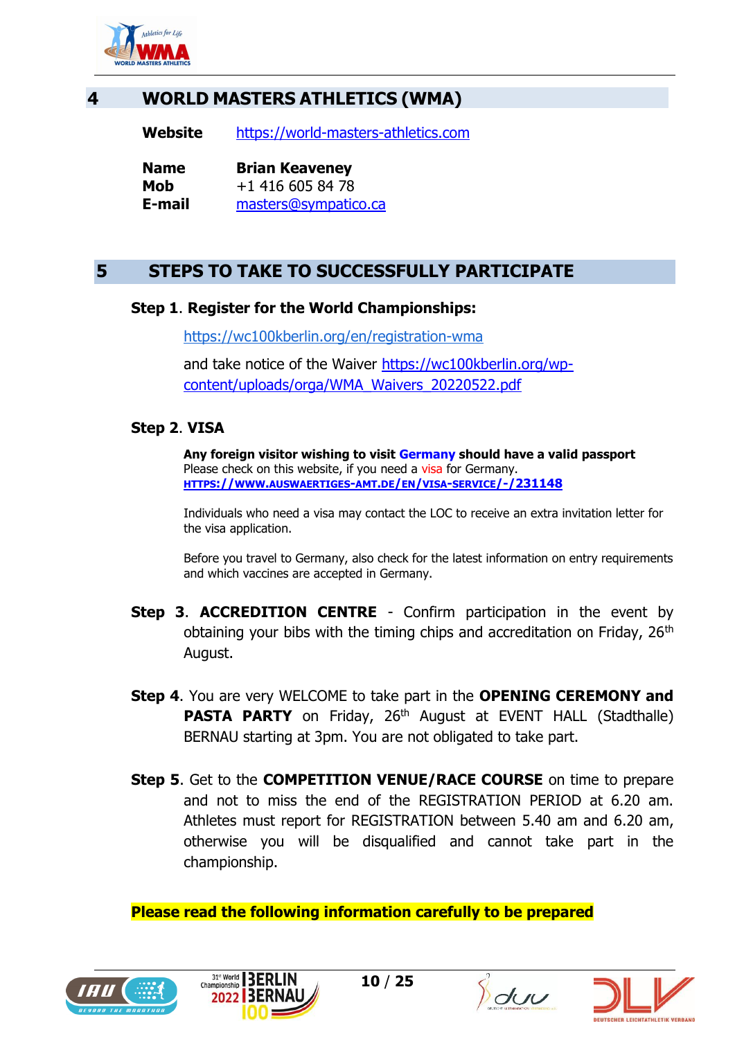## 4 WORLD MASTERS ATHLETICS (WMA)

**Website** https://world-masters-athletics.com

**Name** **Brian Keaveney**
**Mob** +1 416 605 84 78
**E-mail** masters@sympatico.ca

## 5 STEPS TO TAKE TO SUCCESSFULLY PARTICIPATE

**Step 1**. **Register for the World Championships:**

https://wc100kberlin.org/en/registration-wma

and take notice of the Waiver https://wc100kberlin.org/wp-content/uploads/orga/WMA_Waivers_20220522.pdf

**Step 2**. **VISA**

**Any foreign visitor wishing to visit Germany should have a valid passport**
Please check on this website, if you need a visa for Germany.
**HTTPS://WWW.AUSWAERTIGES-AMT.DE/EN/VISA-SERVICE/-/231148**

Individuals who need a visa may contact the LOC to receive an extra invitation letter for the visa application.

Before you travel to Germany, also check for the latest information on entry requirements and which vaccines are accepted in Germany.

**Step 3**. **ACCREDITION CENTRE** - Confirm participation in the event by obtaining your bibs with the timing chips and accreditation on Friday, 26th August.

**Step 4**. You are very WELCOME to take part in the **OPENING CEREMONY and PASTA PARTY** on Friday, 26th August at EVENT HALL (Stadthalle) BERNAU starting at 3pm. You are not obligated to take part.

**Step 5**. Get to the **COMPETITION VENUE/RACE COURSE** on time to prepare and not to miss the end of the REGISTRATION PERIOD at 6.20 am. Athletes must report for REGISTRATION between 5.40 am and 6.20 am, otherwise you will be disqualified and cannot take part in the championship.

**Please read the following information carefully to be prepared**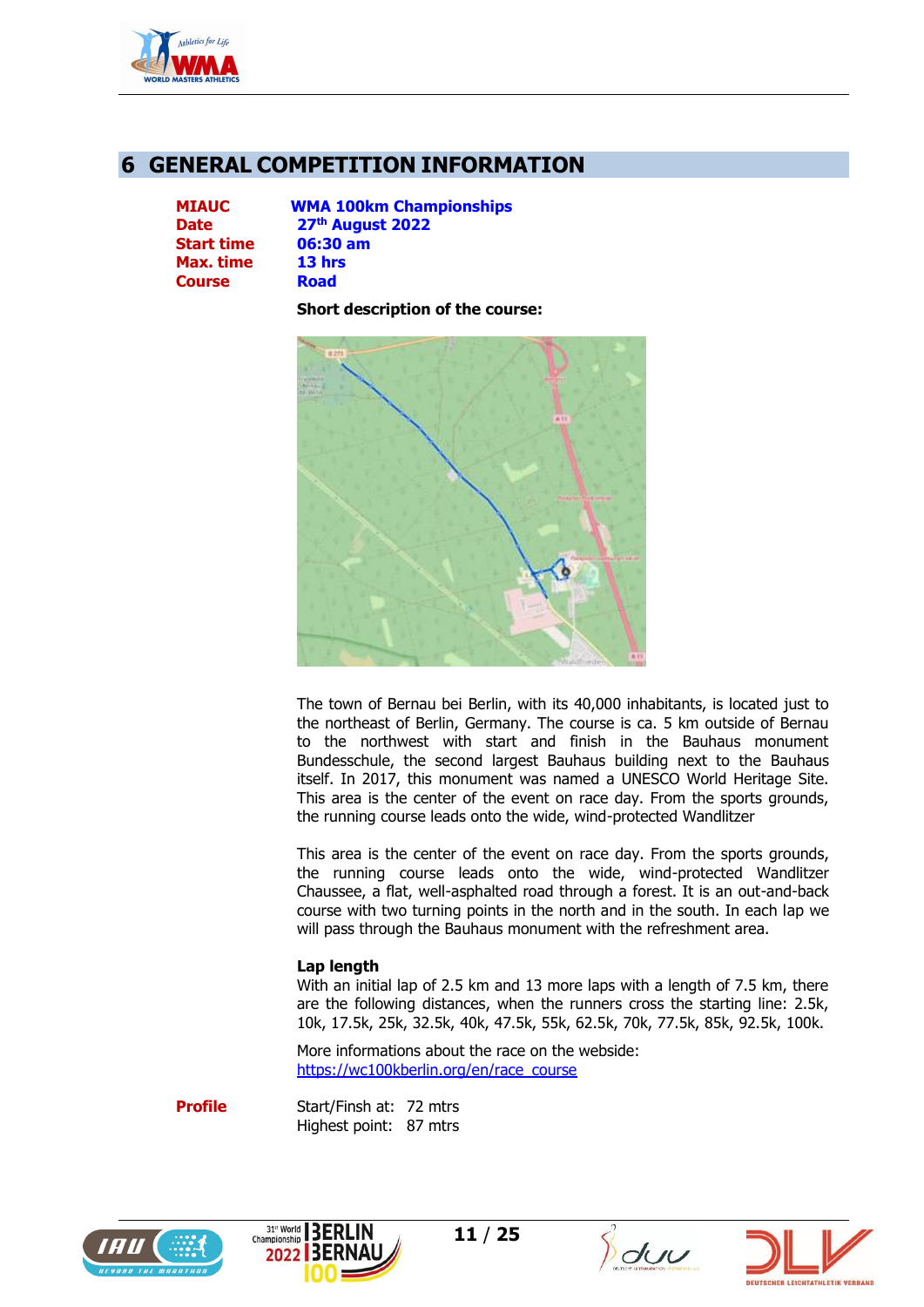# 6 GENERAL COMPETITION INFORMATION

| | |
|---|---|
| **MIAUC** | **WMA 100km Championships** |
| **Date** | **27th August 2022** |
| **Start time** | **06:30 am** |
| **Max. time** | **13 hrs** |
| **Course** | **Road** |

**Short description of the course:**

The town of Bernau bei Berlin, with its 40,000 inhabitants, is located just to the northeast of Berlin, Germany. The course is ca. 5 km outside of Bernau to the northwest with start and finish in the Bauhaus monument Bundesschule, the second largest Bauhaus building next to the Bauhaus itself. In 2017, this monument was named a UNESCO World Heritage Site. This area is the center of the event on race day. From the sports grounds, the running course leads onto the wide, wind-protected Wandlitzer

This area is the center of the event on race day. From the sports grounds, the running course leads onto the wide, wind-protected Wandlitzer Chaussee, a flat, well-asphalted road through a forest. It is an out-and-back course with two turning points in the north and in the south. In each lap we will pass through the Bauhaus monument with the refreshment area.

**Lap length**

With an initial lap of 2.5 km and 13 more laps with a length of 7.5 km, there are the following distances, when the runners cross the starting line: 2.5k, 10k, 17.5k, 25k, 32.5k, 40k, 47.5k, 55k, 62.5k, 70k, 77.5k, 85k, 92.5k, 100k.

More informations about the race on the webside:
https://wc100kberlin.org/en/race_course

**Profile**

Start/Finsh at: 72 mtrs
Highest point: 87 mtrs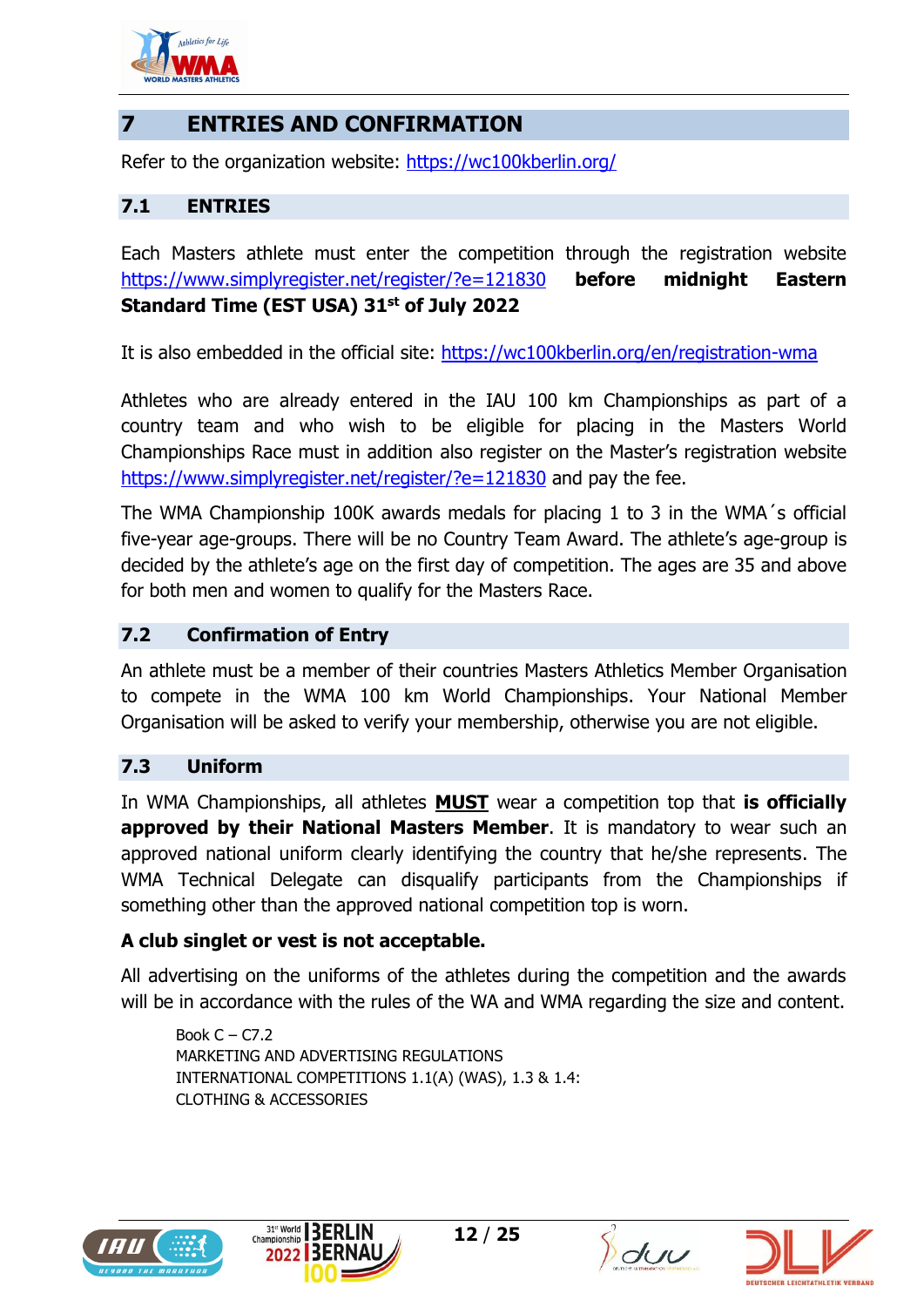# 7 ENTRIES AND CONFIRMATION

Refer to the organization website: https://wc100kberlin.org/

## 7.1 ENTRIES

Each Masters athlete must enter the competition through the registration website https://www.simplyregister.net/register/?e=121830 **before midnight Eastern Standard Time (EST USA) 31st of July 2022**

It is also embedded in the official site: https://wc100kberlin.org/en/registration-wma

Athletes who are already entered in the IAU 100 km Championships as part of a country team and who wish to be eligible for placing in the Masters World Championships Race must in addition also register on the Master's registration website https://www.simplyregister.net/register/?e=121830 and pay the fee.

The WMA Championship 100K awards medals for placing 1 to 3 in the WMA´s official five-year age-groups. There will be no Country Team Award. The athlete's age-group is decided by the athlete's age on the first day of competition. The ages are 35 and above for both men and women to qualify for the Masters Race.

## 7.2 Confirmation of Entry

An athlete must be a member of their countries Masters Athletics Member Organisation to compete in the WMA 100 km World Championships. Your National Member Organisation will be asked to verify your membership, otherwise you are not eligible.

## 7.3 Uniform

In WMA Championships, all athletes **MUST** wear a competition top that **is officially approved by their National Masters Member**. It is mandatory to wear such an approved national uniform clearly identifying the country that he/she represents. The WMA Technical Delegate can disqualify participants from the Championships if something other than the approved national competition top is worn.

**A club singlet or vest is not acceptable.**

All advertising on the uniforms of the athletes during the competition and the awards will be in accordance with the rules of the WA and WMA regarding the size and content.

Book C – C7.2
MARKETING AND ADVERTISING REGULATIONS
INTERNATIONAL COMPETITIONS 1.1(A) (WAS), 1.3 & 1.4:
CLOTHING & ACCESSORIES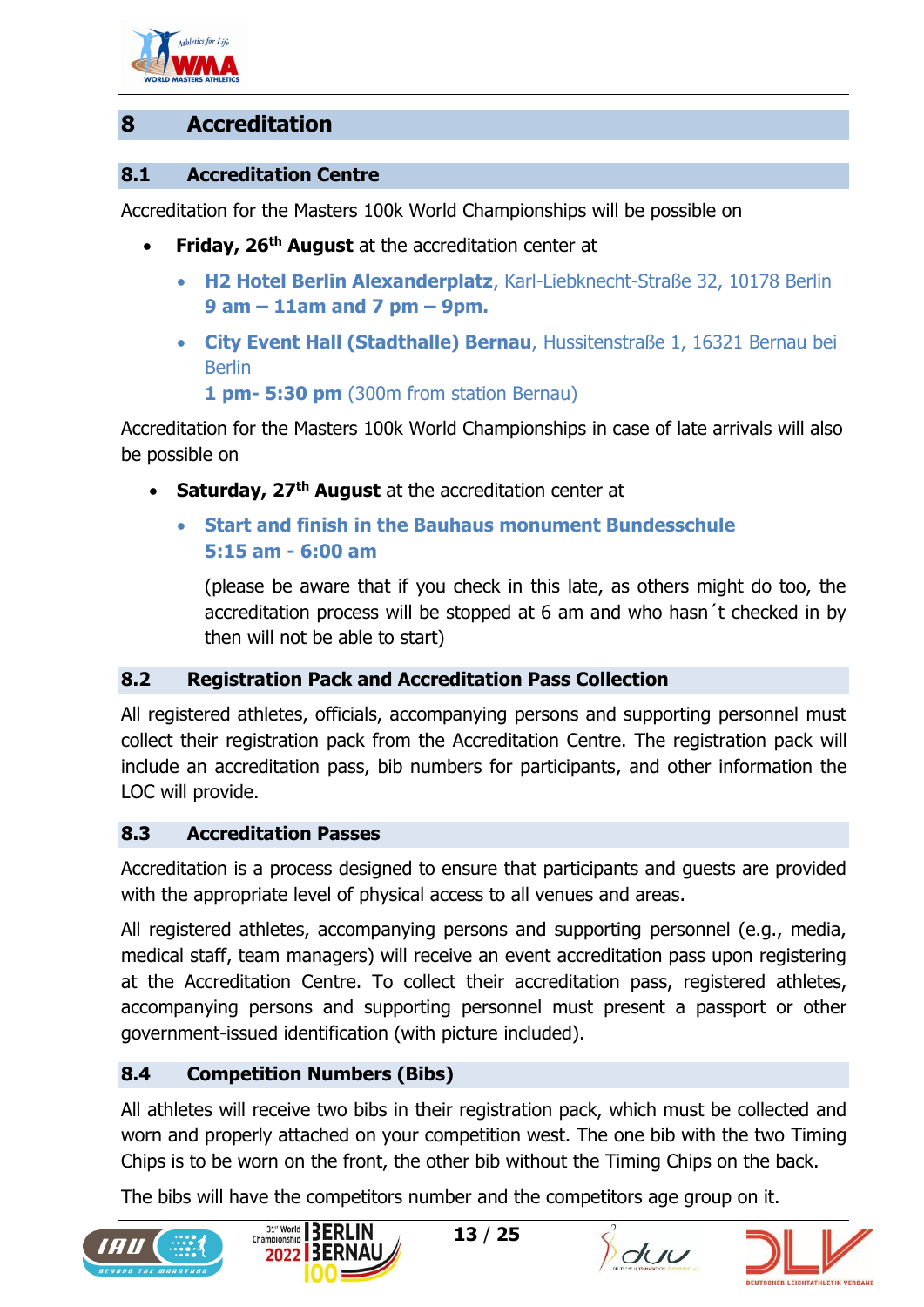# 8 Accreditation

## 8.1 Accreditation Centre

Accreditation for the Masters 100k World Championships will be possible on

- **Friday, 26th August** at the accreditation center at
  - **H2 Hotel Berlin Alexanderplatz**, Karl-Liebknecht-Straße 32, 10178 Berlin
    **9 am – 11am and 7 pm – 9pm.**
  - **City Event Hall (Stadthalle) Bernau**, Hussitenstraße 1, 16321 Bernau bei Berlin
    **1 pm- 5:30 pm** (300m from station Bernau)

Accreditation for the Masters 100k World Championships in case of late arrivals will also be possible on

- **Saturday, 27th August** at the accreditation center at
  - **Start and finish in the Bauhaus monument Bundesschule**
    **5:15 am - 6:00 am**

    (please be aware that if you check in this late, as others might do too, the accreditation process will be stopped at 6 am and who hasn´t checked in by then will not be able to start)

## 8.2 Registration Pack and Accreditation Pass Collection

All registered athletes, officials, accompanying persons and supporting personnel must collect their registration pack from the Accreditation Centre. The registration pack will include an accreditation pass, bib numbers for participants, and other information the LOC will provide.

## 8.3 Accreditation Passes

Accreditation is a process designed to ensure that participants and guests are provided with the appropriate level of physical access to all venues and areas.

All registered athletes, accompanying persons and supporting personnel (e.g., media, medical staff, team managers) will receive an event accreditation pass upon registering at the Accreditation Centre. To collect their accreditation pass, registered athletes, accompanying persons and supporting personnel must present a passport or other government-issued identification (with picture included).

## 8.4 Competition Numbers (Bibs)

All athletes will receive two bibs in their registration pack, which must be collected and worn and properly attached on your competition west. The one bib with the two Timing Chips is to be worn on the front, the other bib without the Timing Chips on the back.

The bibs will have the competitors number and the competitors age group on it.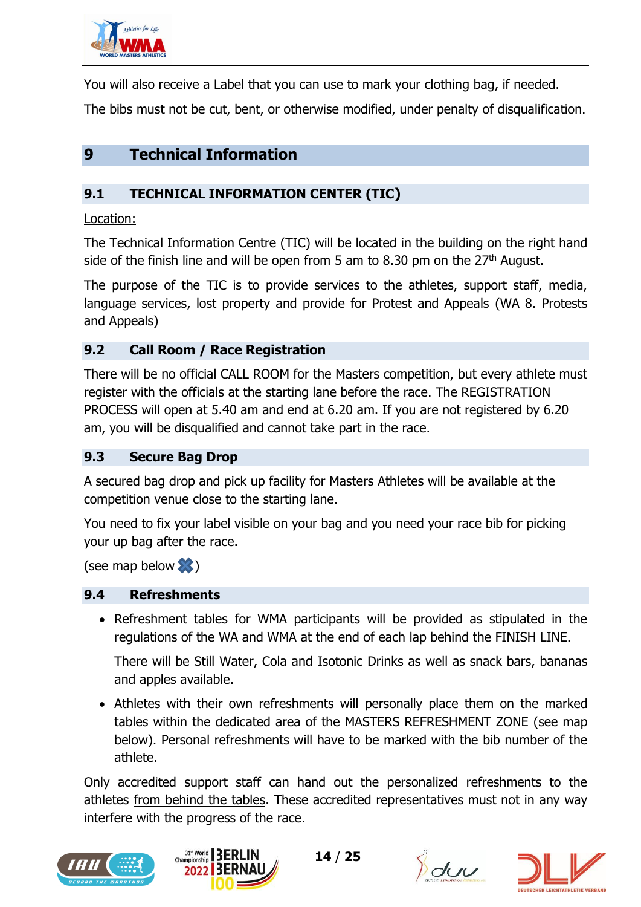You will also receive a Label that you can use to mark your clothing bag, if needed.

The bibs must not be cut, bent, or otherwise modified, under penalty of disqualification.

# 9 Technical Information

## 9.1 TECHNICAL INFORMATION CENTER (TIC)

Location:

The Technical Information Centre (TIC) will be located in the building on the right hand side of the finish line and will be open from 5 am to 8.30 pm on the 27th August.

The purpose of the TIC is to provide services to the athletes, support staff, media, language services, lost property and provide for Protest and Appeals (WA 8. Protests and Appeals)

## 9.2 Call Room / Race Registration

There will be no official CALL ROOM for the Masters competition, but every athlete must register with the officials at the starting lane before the race. The REGISTRATION PROCESS will open at 5.40 am and end at 6.20 am. If you are not registered by 6.20 am, you will be disqualified and cannot take part in the race.

## 9.3 Secure Bag Drop

A secured bag drop and pick up facility for Masters Athletes will be available at the competition venue close to the starting lane.

You need to fix your label visible on your bag and you need your race bib for picking your up bag after the race.

(see map below ✖)

## 9.4 Refreshments

- Refreshment tables for WMA participants will be provided as stipulated in the regulations of the WA and WMA at the end of each lap behind the FINISH LINE.

  There will be Still Water, Cola and Isotonic Drinks as well as snack bars, bananas and apples available.

- Athletes with their own refreshments will personally place them on the marked tables within the dedicated area of the MASTERS REFRESHMENT ZONE (see map below). Personal refreshments will have to be marked with the bib number of the athlete.

Only accredited support staff can hand out the personalized refreshments to the athletes from behind the tables. These accredited representatives must not in any way interfere with the progress of the race.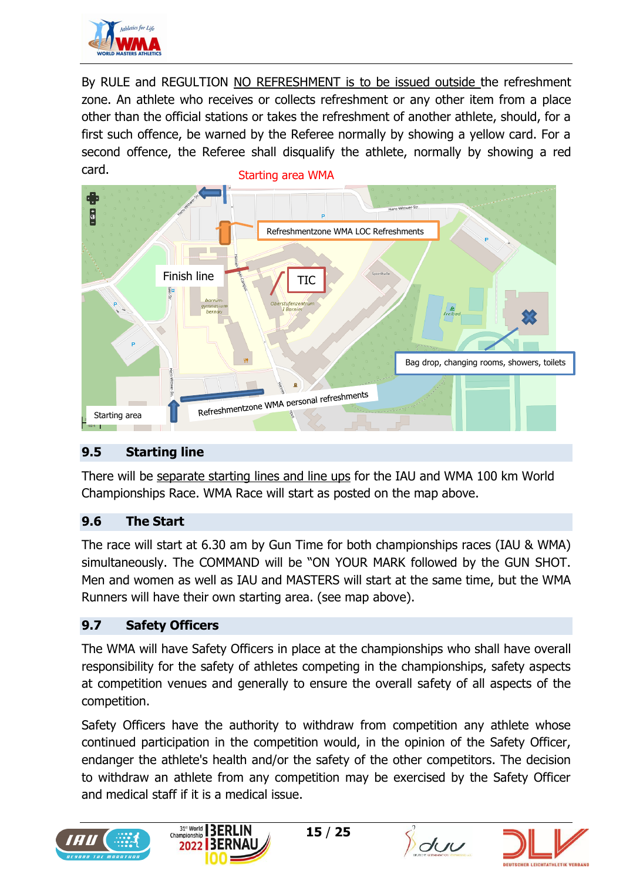By RULE and REGULTION NO REFRESHMENT is to be issued outside the refreshment zone. An athlete who receives or collects refreshment or any other item from a place other than the official stations or takes the refreshment of another athlete, should, for a first such offence, be warned by the Referee normally by showing a yellow card. For a second offence, the Referee shall disqualify the athlete, normally by showing a red card.

Starting area WMA

Refreshmentzone WMA LOC Refreshments

Finish line

TIC

Bag drop, changing rooms, showers, toilets

Starting area

Refreshmentzone WMA personal refreshments

## 9.5 Starting line

There will be separate starting lines and line ups for the IAU and WMA 100 km World Championships Race. WMA Race will start as posted on the map above.

## 9.6 The Start

The race will start at 6.30 am by Gun Time for both championships races (IAU & WMA) simultaneously. The COMMAND will be "ON YOUR MARK followed by the GUN SHOT. Men and women as well as IAU and MASTERS will start at the same time, but the WMA Runners will have their own starting area. (see map above).

## 9.7 Safety Officers

The WMA will have Safety Officers in place at the championships who shall have overall responsibility for the safety of athletes competing in the championships, safety aspects at competition venues and generally to ensure the overall safety of all aspects of the competition.

Safety Officers have the authority to withdraw from competition any athlete whose continued participation in the competition would, in the opinion of the Safety Officer, endanger the athlete's health and/or the safety of the other competitors. The decision to withdraw an athlete from any competition may be exercised by the Safety Officer and medical staff if it is a medical issue.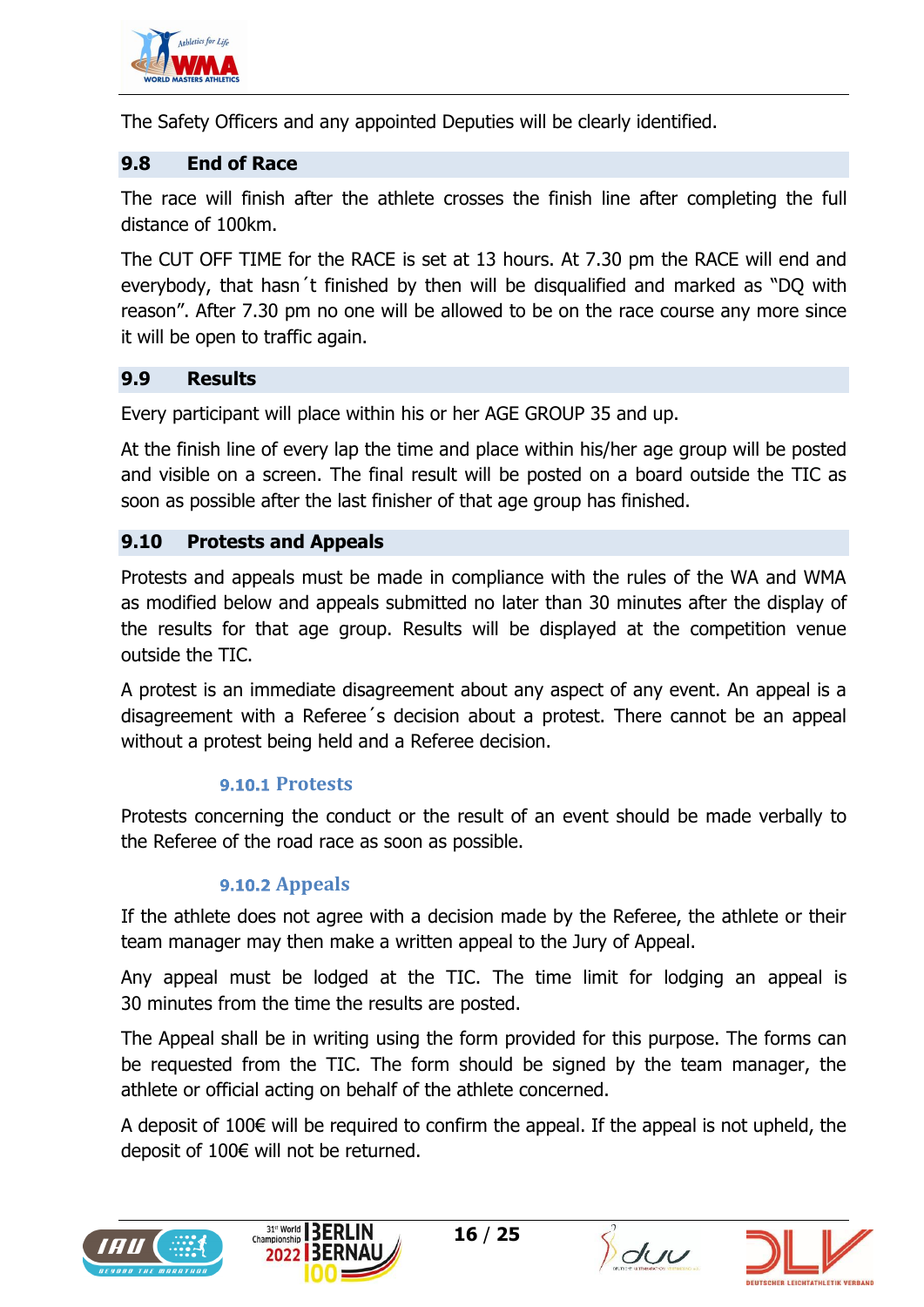The Safety Officers and any appointed Deputies will be clearly identified.

## 9.8 End of Race

The race will finish after the athlete crosses the finish line after completing the full distance of 100km.

The CUT OFF TIME for the RACE is set at 13 hours. At 7.30 pm the RACE will end and everybody, that hasn´t finished by then will be disqualified and marked as "DQ with reason". After 7.30 pm no one will be allowed to be on the race course any more since it will be open to traffic again.

## 9.9 Results

Every participant will place within his or her AGE GROUP 35 and up.

At the finish line of every lap the time and place within his/her age group will be posted and visible on a screen. The final result will be posted on a board outside the TIC as soon as possible after the last finisher of that age group has finished.

## 9.10 Protests and Appeals

Protests and appeals must be made in compliance with the rules of the WA and WMA as modified below and appeals submitted no later than 30 minutes after the display of the results for that age group. Results will be displayed at the competition venue outside the TIC.

A protest is an immediate disagreement about any aspect of any event. An appeal is a disagreement with a Referee´s decision about a protest. There cannot be an appeal without a protest being held and a Referee decision.

### 9.10.1 Protests

Protests concerning the conduct or the result of an event should be made verbally to the Referee of the road race as soon as possible.

### 9.10.2 Appeals

If the athlete does not agree with a decision made by the Referee, the athlete or their team manager may then make a written appeal to the Jury of Appeal.

Any appeal must be lodged at the TIC. The time limit for lodging an appeal is 30 minutes from the time the results are posted.

The Appeal shall be in writing using the form provided for this purpose. The forms can be requested from the TIC. The form should be signed by the team manager, the athlete or official acting on behalf of the athlete concerned.

A deposit of 100€ will be required to confirm the appeal. If the appeal is not upheld, the deposit of 100€ will not be returned.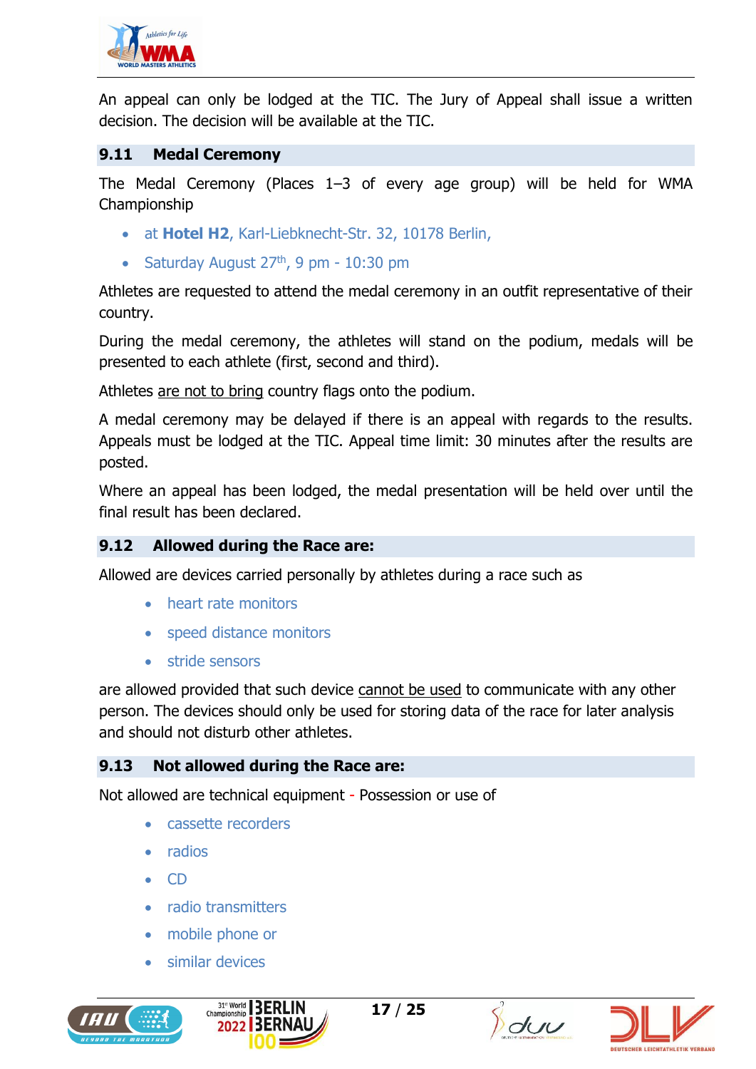An appeal can only be lodged at the TIC. The Jury of Appeal shall issue a written decision. The decision will be available at the TIC.

## 9.11 Medal Ceremony

The Medal Ceremony (Places 1–3 of every age group) will be held for WMA Championship

- at **Hotel H2**, Karl-Liebknecht-Str. 32, 10178 Berlin,
- Saturday August 27th, 9 pm - 10:30 pm

Athletes are requested to attend the medal ceremony in an outfit representative of their country.

During the medal ceremony, the athletes will stand on the podium, medals will be presented to each athlete (first, second and third).

Athletes are not to bring country flags onto the podium.

A medal ceremony may be delayed if there is an appeal with regards to the results. Appeals must be lodged at the TIC. Appeal time limit: 30 minutes after the results are posted.

Where an appeal has been lodged, the medal presentation will be held over until the final result has been declared.

## 9.12 Allowed during the Race are:

Allowed are devices carried personally by athletes during a race such as

- heart rate monitors
- speed distance monitors
- stride sensors

are allowed provided that such device cannot be used to communicate with any other person. The devices should only be used for storing data of the race for later analysis and should not disturb other athletes.

## 9.13 Not allowed during the Race are:

Not allowed are technical equipment - Possession or use of

- cassette recorders
- radios
- CD
- radio transmitters
- mobile phone or
- similar devices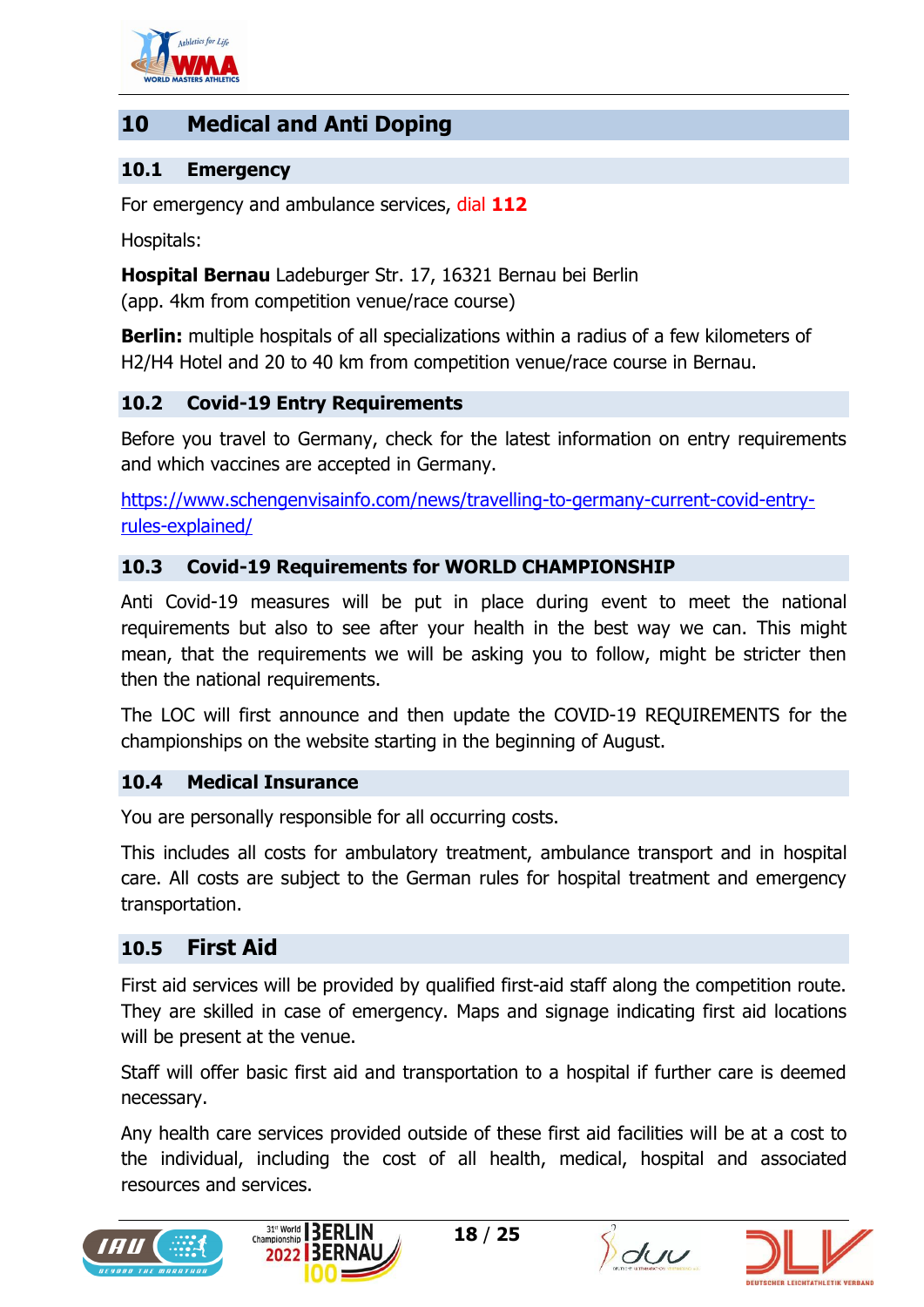# 10 Medical and Anti Doping

## 10.1 Emergency

For emergency and ambulance services, dial **112**

Hospitals:

**Hospital Bernau** Ladeburger Str. 17, 16321 Bernau bei Berlin
(app. 4km from competition venue/race course)

**Berlin:** multiple hospitals of all specializations within a radius of a few kilometers of H2/H4 Hotel and 20 to 40 km from competition venue/race course in Bernau.

## 10.2 Covid-19 Entry Requirements

Before you travel to Germany, check for the latest information on entry requirements and which vaccines are accepted in Germany.

https://www.schengenvisainfo.com/news/travelling-to-germany-current-covid-entry-rules-explained/

## 10.3 Covid-19 Requirements for WORLD CHAMPIONSHIP

Anti Covid-19 measures will be put in place during event to meet the national requirements but also to see after your health in the best way we can. This might mean, that the requirements we will be asking you to follow, might be stricter then then the national requirements.

The LOC will first announce and then update the COVID-19 REQUIREMENTS for the championships on the website starting in the beginning of August.

## 10.4 Medical Insurance

You are personally responsible for all occurring costs.

This includes all costs for ambulatory treatment, ambulance transport and in hospital care. All costs are subject to the German rules for hospital treatment and emergency transportation.

## 10.5 First Aid

First aid services will be provided by qualified first-aid staff along the competition route. They are skilled in case of emergency. Maps and signage indicating first aid locations will be present at the venue.

Staff will offer basic first aid and transportation to a hospital if further care is deemed necessary.

Any health care services provided outside of these first aid facilities will be at a cost to the individual, including the cost of all health, medical, hospital and associated resources and services.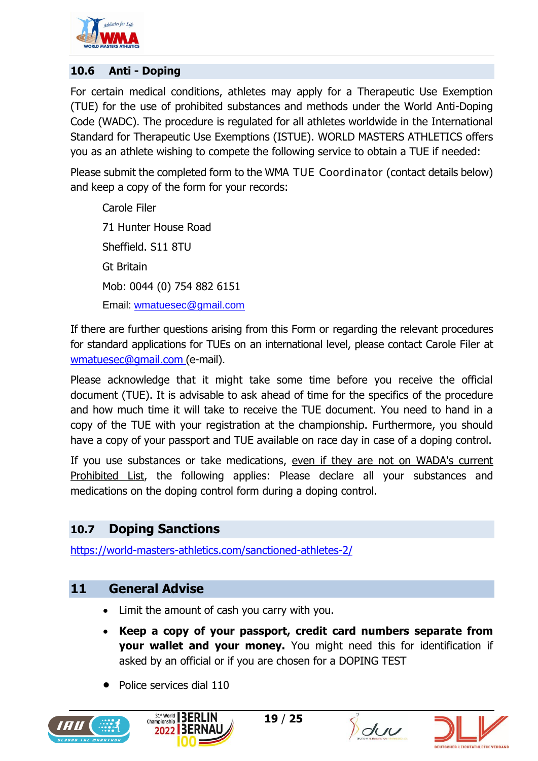## 10.6 Anti - Doping

For certain medical conditions, athletes may apply for a Therapeutic Use Exemption (TUE) for the use of prohibited substances and methods under the World Anti-Doping Code (WADC). The procedure is regulated for all athletes worldwide in the International Standard for Therapeutic Use Exemptions (ISTUE). WORLD MASTERS ATHLETICS offers you as an athlete wishing to compete the following service to obtain a TUE if needed:

Please submit the completed form to the WMA TUE Coordinator (contact details below) and keep a copy of the form for your records:

Carole Filer

71 Hunter House Road

Sheffield. S11 8TU

Gt Britain

Mob: 0044 (0) 754 882 6151

Email: wmatuesec@gmail.com

If there are further questions arising from this Form or regarding the relevant procedures for standard applications for TUEs on an international level, please contact Carole Filer at wmatuesec@gmail.com (e-mail).

Please acknowledge that it might take some time before you receive the official document (TUE). It is advisable to ask ahead of time for the specifics of the procedure and how much time it will take to receive the TUE document. You need to hand in a copy of the TUE with your registration at the championship. Furthermore, you should have a copy of your passport and TUE available on race day in case of a doping control.

If you use substances or take medications, even if they are not on WADA's current Prohibited List, the following applies: Please declare all your substances and medications on the doping control form during a doping control.

## 10.7 Doping Sanctions

https://world-masters-athletics.com/sanctioned-athletes-2/

# 11 General Advise

- Limit the amount of cash you carry with you.
- **Keep a copy of your passport, credit card numbers separate from your wallet and your money.** You might need this for identification if asked by an official or if you are chosen for a DOPING TEST
- Police services dial 110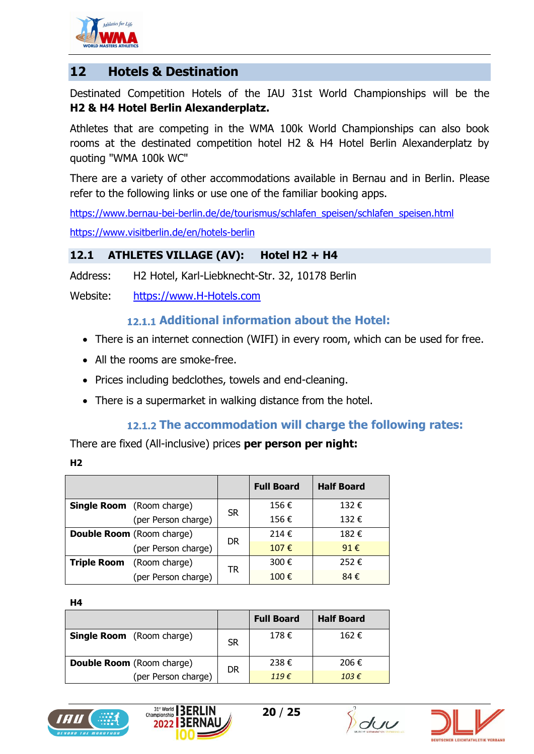## 12 Hotels & Destination

Destinated Competition Hotels of the IAU 31st World Championships will be the **H2 & H4 Hotel Berlin Alexanderplatz.**

Athletes that are competing in the WMA 100k World Championships can also book rooms at the destinated competition hotel H2 & H4 Hotel Berlin Alexanderplatz by quoting "WMA 100k WC"

There are a variety of other accommodations available in Bernau and in Berlin. Please refer to the following links or use one of the familiar booking apps.

https://www.bernau-bei-berlin.de/de/tourismus/schlafen_speisen/schlafen_speisen.html

https://www.visitberlin.de/en/hotels-berlin

### 12.1 ATHLETES VILLAGE (AV): Hotel H2 + H4

Address: H2 Hotel, Karl-Liebknecht-Str. 32, 10178 Berlin

Website: https://www.H-Hotels.com

#### 12.1.1 Additional information about the Hotel:

- There is an internet connection (WIFI) in every room, which can be used for free.
- All the rooms are smoke-free.
- Prices including bedclothes, towels and end-cleaning.
- There is a supermarket in walking distance from the hotel.

#### 12.1.2 The accommodation will charge the following rates:

There are fixed (All-inclusive) prices **per person per night:**

**H2**

| | | | Full Board | Half Board |
|---|---|---|---|---|
| **Single Room** | (Room charge) | SR | 156 € | 132 € |
| | (per Person charge) | | 156 € | 132 € |
| **Double Room** | (Room charge) | DR | 214 € | 182 € |
| | (per Person charge) | | 107 € | 91 € |
| **Triple Room** | (Room charge) | TR | 300 € | 252 € |
| | (per Person charge) | | 100 € | 84 € |

**H4**

| | | | Full Board | Half Board |
|---|---|---|---|---|
| **Single Room** | (Room charge) | SR | 178 € | 162 € |
| **Double Room** | (Room charge) | DR | 238 € | 206 € |
| | (per Person charge) | | *119 €* | *103 €* |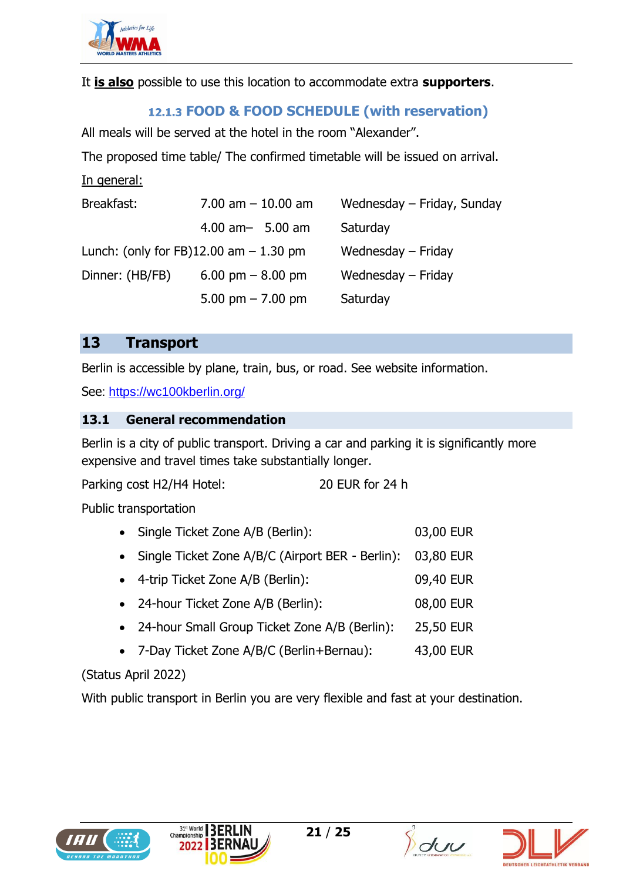It **is also** possible to use this location to accommodate extra **supporters**.

#### 12.1.3 FOOD & FOOD SCHEDULE (with reservation)

All meals will be served at the hotel in the room "Alexander".

The proposed time table/ The confirmed timetable will be issued on arrival.

In general:

| | | |
|---|---|---|
| Breakfast: | 7.00 am – 10.00 am | Wednesday – Friday, Sunday |
| | 4.00 am– 5.00 am | Saturday |
| Lunch: (only for FB) | 12.00 am – 1.30 pm | Wednesday – Friday |
| Dinner: (HB/FB) | 6.00 pm – 8.00 pm | Wednesday – Friday |
| | 5.00 pm – 7.00 pm | Saturday |

# 13 Transport

Berlin is accessible by plane, train, bus, or road. See website information.

See: https://wc100kberlin.org/

## 13.1 General recommendation

Berlin is a city of public transport. Driving a car and parking it is significantly more expensive and travel times take substantially longer.

Parking cost H2/H4 Hotel: 20 EUR for 24 h

Public transportation

- Single Ticket Zone A/B (Berlin): 03,00 EUR
- Single Ticket Zone A/B/C (Airport BER - Berlin): 03,80 EUR
- 4-trip Ticket Zone A/B (Berlin): 09,40 EUR
- 24-hour Ticket Zone A/B (Berlin): 08,00 EUR
- 24-hour Small Group Ticket Zone A/B (Berlin): 25,50 EUR
- 7-Day Ticket Zone A/B/C (Berlin+Bernau): 43,00 EUR

(Status April 2022)

With public transport in Berlin you are very flexible and fast at your destination.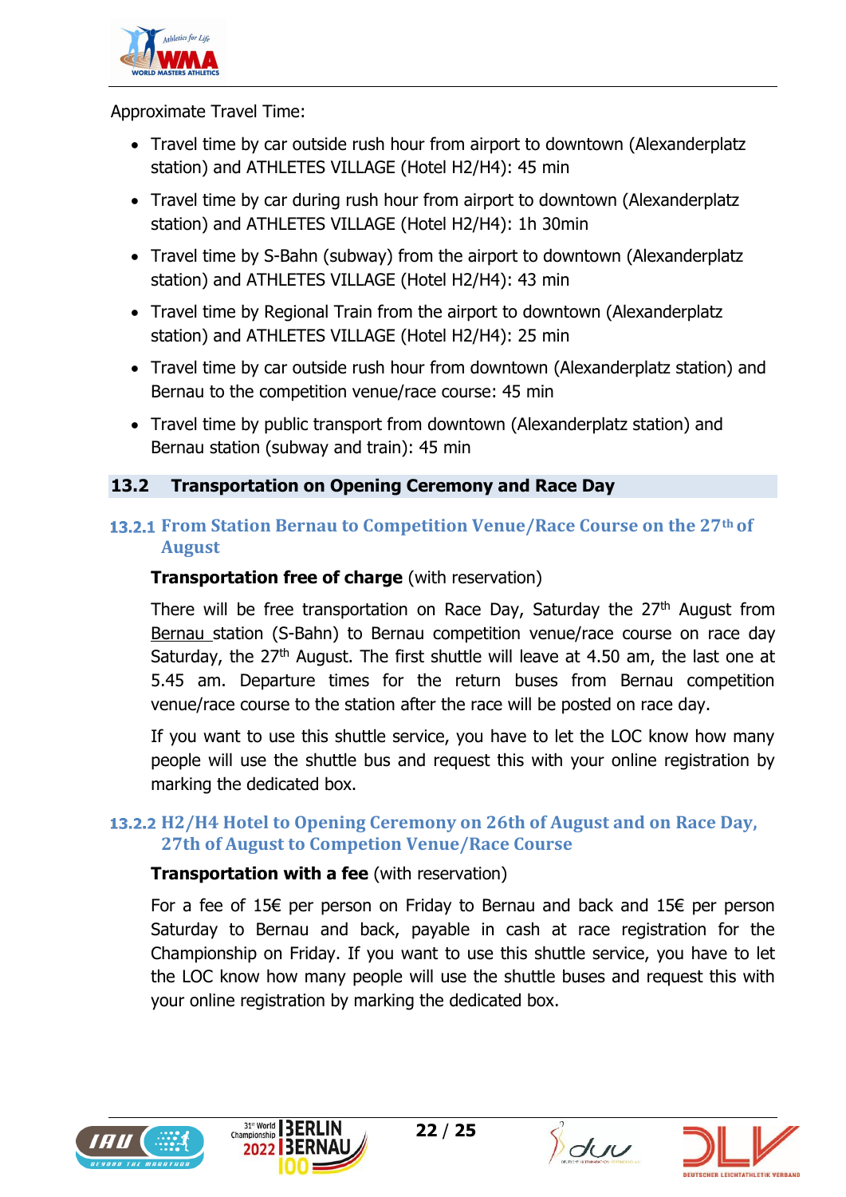Approximate Travel Time:

- Travel time by car outside rush hour from airport to downtown (Alexanderplatz station) and ATHLETES VILLAGE (Hotel H2/H4): 45 min
- Travel time by car during rush hour from airport to downtown (Alexanderplatz station) and ATHLETES VILLAGE (Hotel H2/H4): 1h 30min
- Travel time by S-Bahn (subway) from the airport to downtown (Alexanderplatz station) and ATHLETES VILLAGE (Hotel H2/H4): 43 min
- Travel time by Regional Train from the airport to downtown (Alexanderplatz station) and ATHLETES VILLAGE (Hotel H2/H4): 25 min
- Travel time by car outside rush hour from downtown (Alexanderplatz station) and Bernau to the competition venue/race course: 45 min
- Travel time by public transport from downtown (Alexanderplatz station) and Bernau station (subway and train): 45 min

## 13.2 Transportation on Opening Ceremony and Race Day

### 13.2.1 From Station Bernau to Competition Venue/Race Course on the 27th of August

**Transportation free of charge** (with reservation)

There will be free transportation on Race Day, Saturday the 27th August from Bernau station (S-Bahn) to Bernau competition venue/race course on race day Saturday, the 27th August. The first shuttle will leave at 4.50 am, the last one at 5.45 am. Departure times for the return buses from Bernau competition venue/race course to the station after the race will be posted on race day.

If you want to use this shuttle service, you have to let the LOC know how many people will use the shuttle bus and request this with your online registration by marking the dedicated box.

### 13.2.2 H2/H4 Hotel to Opening Ceremony on 26th of August and on Race Day, 27th of August to Competion Venue/Race Course

**Transportation with a fee** (with reservation)

For a fee of 15€ per person on Friday to Bernau and back and 15€ per person Saturday to Bernau and back, payable in cash at race registration for the Championship on Friday. If you want to use this shuttle service, you have to let the LOC know how many people will use the shuttle buses and request this with your online registration by marking the dedicated box.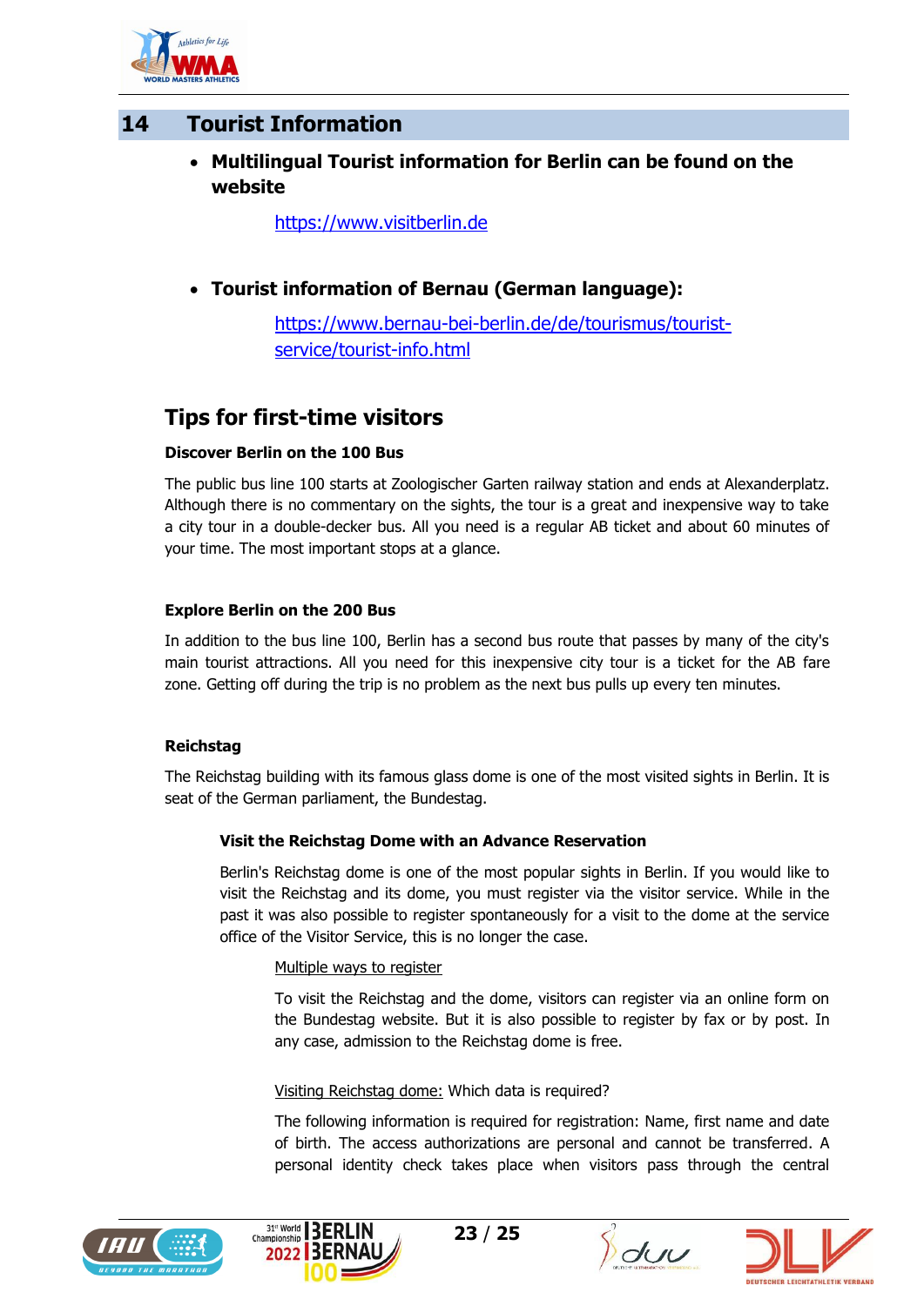## 14 Tourist Information

- **Multilingual Tourist information for Berlin can be found on the website**

  https://www.visitberlin.de

- **Tourist information of Bernau (German language):**

  https://www.bernau-bei-berlin.de/de/tourismus/tourist-service/tourist-info.html

## Tips for first-time visitors

#### Discover Berlin on the 100 Bus

The public bus line 100 starts at Zoologischer Garten railway station and ends at Alexanderplatz. Although there is no commentary on the sights, the tour is a great and inexpensive way to take a city tour in a double-decker bus. All you need is a regular AB ticket and about 60 minutes of your time. The most important stops at a glance.

#### Explore Berlin on the 200 Bus

In addition to the bus line 100, Berlin has a second bus route that passes by many of the city's main tourist attractions. All you need for this inexpensive city tour is a ticket for the AB fare zone. Getting off during the trip is no problem as the next bus pulls up every ten minutes.

#### Reichstag

The Reichstag building with its famous glass dome is one of the most visited sights in Berlin. It is seat of the German parliament, the Bundestag.

##### Visit the Reichstag Dome with an Advance Reservation

Berlin's Reichstag dome is one of the most popular sights in Berlin. If you would like to visit the Reichstag and its dome, you must register via the visitor service. While in the past it was also possible to register spontaneously for a visit to the dome at the service office of the Visitor Service, this is no longer the case.

Multiple ways to register

To visit the Reichstag and the dome, visitors can register via an online form on the Bundestag website. But it is also possible to register by fax or by post. In any case, admission to the Reichstag dome is free.

Visiting Reichstag dome: Which data is required?

The following information is required for registration: Name, first name and date of birth. The access authorizations are personal and cannot be transferred. A personal identity check takes place when visitors pass through the central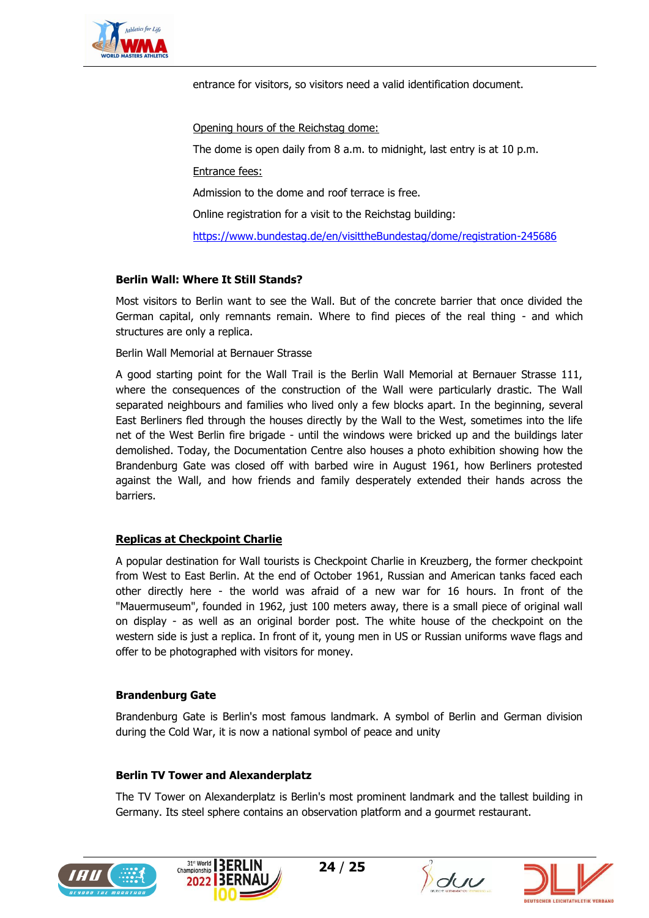entrance for visitors, so visitors need a valid identification document.

Opening hours of the Reichstag dome:

The dome is open daily from 8 a.m. to midnight, last entry is at 10 p.m.

Entrance fees:

Admission to the dome and roof terrace is free.

Online registration for a visit to the Reichstag building:

https://www.bundestag.de/en/visittheBundestag/dome/registration-245686

**Berlin Wall: Where It Still Stands?**

Most visitors to Berlin want to see the Wall. But of the concrete barrier that once divided the German capital, only remnants remain. Where to find pieces of the real thing - and which structures are only a replica.

Berlin Wall Memorial at Bernauer Strasse

A good starting point for the Wall Trail is the Berlin Wall Memorial at Bernauer Strasse 111, where the consequences of the construction of the Wall were particularly drastic. The Wall separated neighbours and families who lived only a few blocks apart. In the beginning, several East Berliners fled through the houses directly by the Wall to the West, sometimes into the life net of the West Berlin fire brigade - until the windows were bricked up and the buildings later demolished. Today, the Documentation Centre also houses a photo exhibition showing how the Brandenburg Gate was closed off with barbed wire in August 1961, how Berliners protested against the Wall, and how friends and family desperately extended their hands across the barriers.

**Replicas at Checkpoint Charlie**

A popular destination for Wall tourists is Checkpoint Charlie in Kreuzberg, the former checkpoint from West to East Berlin. At the end of October 1961, Russian and American tanks faced each other directly here - the world was afraid of a new war for 16 hours. In front of the "Mauermuseum", founded in 1962, just 100 meters away, there is a small piece of original wall on display - as well as an original border post. The white house of the checkpoint on the western side is just a replica. In front of it, young men in US or Russian uniforms wave flags and offer to be photographed with visitors for money.

**Brandenburg Gate**

Brandenburg Gate is Berlin's most famous landmark. A symbol of Berlin and German division during the Cold War, it is now a national symbol of peace and unity

**Berlin TV Tower and Alexanderplatz**

The TV Tower on Alexanderplatz is Berlin's most prominent landmark and the tallest building in Germany. Its steel sphere contains an observation platform and a gourmet restaurant.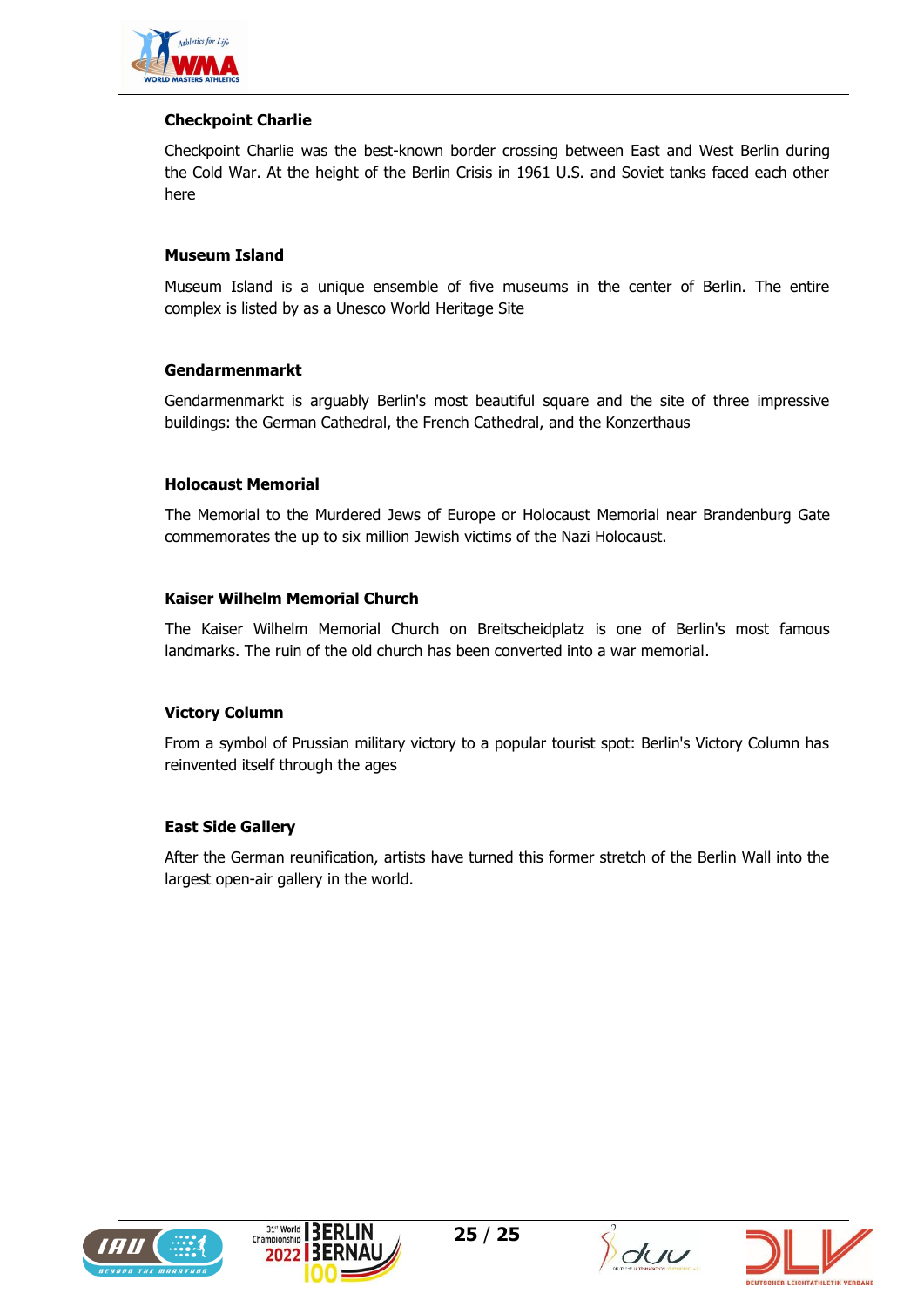### Checkpoint Charlie

Checkpoint Charlie was the best-known border crossing between East and West Berlin during the Cold War. At the height of the Berlin Crisis in 1961 U.S. and Soviet tanks faced each other here

### Museum Island

Museum Island is a unique ensemble of five museums in the center of Berlin. The entire complex is listed by as a Unesco World Heritage Site

### Gendarmenmarkt

Gendarmenmarkt is arguably Berlin's most beautiful square and the site of three impressive buildings: the German Cathedral, the French Cathedral, and the Konzerthaus

### Holocaust Memorial

The Memorial to the Murdered Jews of Europe or Holocaust Memorial near Brandenburg Gate commemorates the up to six million Jewish victims of the Nazi Holocaust.

### Kaiser Wilhelm Memorial Church

The Kaiser Wilhelm Memorial Church on Breitscheidplatz is one of Berlin's most famous landmarks. The ruin of the old church has been converted into a war memorial.

### Victory Column

From a symbol of Prussian military victory to a popular tourist spot: Berlin's Victory Column has reinvented itself through the ages

### East Side Gallery

After the German reunification, artists have turned this former stretch of the Berlin Wall into the largest open-air gallery in the world.